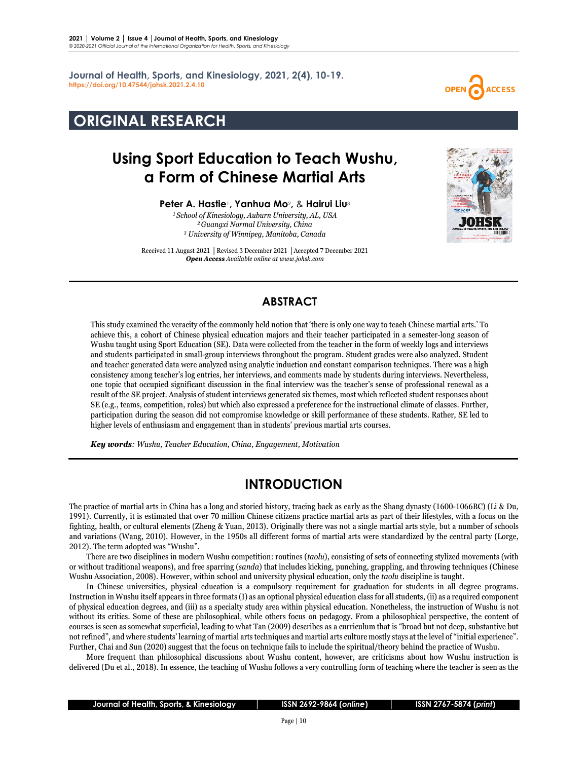Journal of Health, Sports, and Kinesiology, 2021, 2(4), 10-19.
https://doi.org/10.47544/johsk.2021.2.4.10

ORIGINAL RESEARCH

# Using Sport Education to Teach Wushu, a Form of Chinese Martial Arts

**Peter A. Hastie**[1], **Yanhua Mo**[2], & **Hairui Liu**[3]

[1] *School of Kinesiology, Auburn University, AL, USA*
[2] *Guangxi Normal University, China*
[3] *University of Winnipeg, Manitoba, Canada*

Received 11 August 2021 | Revised 3 December 2021 | Accepted 7 December 2021
***Open Access*** *Available online at www.johsk.com*

## ABSTRACT

This study examined the veracity of the commonly held notion that 'there is only one way to teach Chinese martial arts.' To achieve this, a cohort of Chinese physical education majors and their teacher participated in a semester-long season of Wushu taught using Sport Education (SE). Data were collected from the teacher in the form of weekly logs and interviews and students participated in small-group interviews throughout the program. Student grades were also analyzed. Student and teacher generated data were analyzed using analytic induction and constant comparison techniques. There was a high consistency among teacher's log entries, her interviews, and comments made by students during interviews. Nevertheless, one topic that occupied significant discussion in the final interview was the teacher's sense of professional renewal as a result of the SE project. Analysis of student interviews generated six themes, most which reflected student responses about SE (e.g., teams, competition, roles) but which also expressed a preference for the instructional climate of classes. Further, participation during the season did not compromise knowledge or skill performance of these students. Rather, SE led to higher levels of enthusiasm and engagement than in students' previous martial arts courses.

***Key words****: Wushu, Teacher Education, China, Engagement, Motivation*

## INTRODUCTION

The practice of martial arts in China has a long and storied history, tracing back as early as the Shang dynasty (1600-1066BC) (Li & Du, 1991). Currently, it is estimated that over 70 million Chinese citizens practice martial arts as part of their lifestyles, with a focus on the fighting, health, or cultural elements (Zheng & Yuan, 2013). Originally there was not a single martial arts style, but a number of schools and variations (Wang, 2010). However, in the 1950s all different forms of martial arts were standardized by the central party (Lorge, 2012). The term adopted was "Wushu".

There are two disciplines in modern Wushu competition: routines (*taolu*), consisting of sets of connecting stylized movements (with or without traditional weapons), and free sparring (*sanda*) that includes kicking, punching, grappling, and throwing techniques (Chinese Wushu Association, 2008). However, within school and university physical education, only the *taolu* discipline is taught.

In Chinese universities, physical education is a compulsory requirement for graduation for students in all degree programs. Instruction in Wushu itself appears in three formats (I) as an optional physical education class for all students, (ii) as a required component of physical education degrees, and (iii) as a specialty study area within physical education. Nonetheless, the instruction of Wushu is not without its critics. Some of these are philosophical, while others focus on pedagogy. From a philosophical perspective, the content of courses is seen as somewhat superficial, leading to what Tan (2009) describes as a curriculum that is "broad but not deep, substantive but not refined", and where students' learning of martial arts techniques and martial arts culture mostly stays at the level of "initial experience". Further, Chai and Sun (2020) suggest that the focus on technique fails to include the spiritual/theory behind the practice of Wushu.

More frequent than philosophical discussions about Wushu content, however, are criticisms about how Wushu instruction is delivered (Du et al., 2018). In essence, the teaching of Wushu follows a very controlling form of teaching where the teacher is seen as the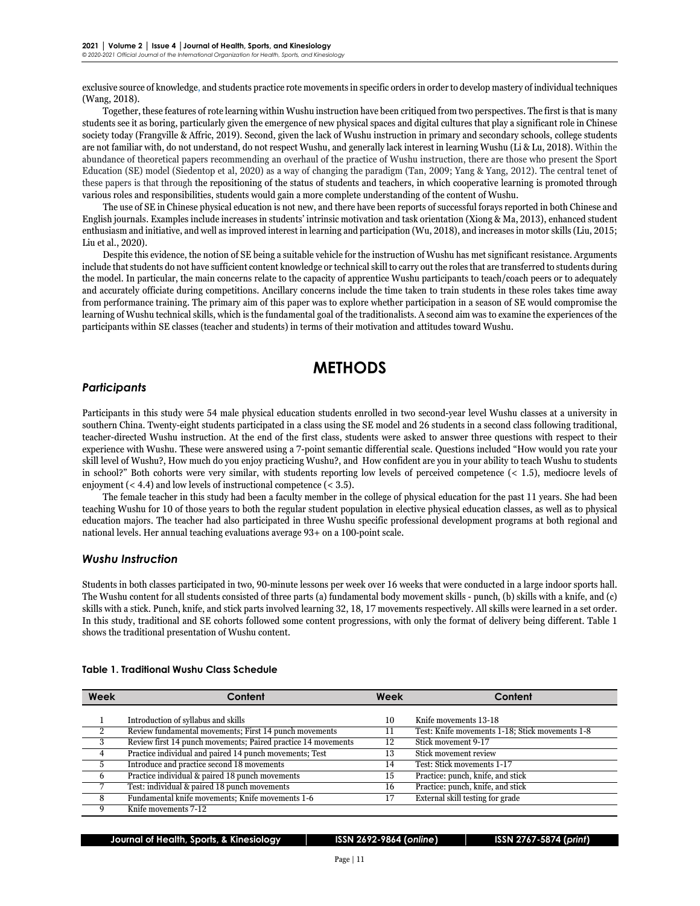exclusive source of knowledge, and students practice rote movements in specific orders in order to develop mastery of individual techniques (Wang, 2018).

Together, these features of rote learning within Wushu instruction have been critiqued from two perspectives. The first is that is many students see it as boring, particularly given the emergence of new physical spaces and digital cultures that play a significant role in Chinese society today (Frangville & Affric, 2019). Second, given the lack of Wushu instruction in primary and secondary schools, college students are not familiar with, do not understand, do not respect Wushu, and generally lack interest in learning Wushu (Li & Lu, 2018). Within the abundance of theoretical papers recommending an overhaul of the practice of Wushu instruction, there are those who present the Sport Education (SE) model (Siedentop et al, 2020) as a way of changing the paradigm (Tan, 2009; Yang & Yang, 2012). The central tenet of these papers is that through the repositioning of the status of students and teachers, in which cooperative learning is promoted through various roles and responsibilities, students would gain a more complete understanding of the content of Wushu.

The use of SE in Chinese physical education is not new, and there have been reports of successful forays reported in both Chinese and English journals. Examples include increases in students' intrinsic motivation and task orientation (Xiong & Ma, 2013), enhanced student enthusiasm and initiative, and well as improved interest in learning and participation (Wu, 2018), and increases in motor skills (Liu, 2015; Liu et al., 2020).

Despite this evidence, the notion of SE being a suitable vehicle for the instruction of Wushu has met significant resistance. Arguments include that students do not have sufficient content knowledge or technical skill to carry out the roles that are transferred to students during the model. In particular, the main concerns relate to the capacity of apprentice Wushu participants to teach/coach peers or to adequately and accurately officiate during competitions. Ancillary concerns include the time taken to train students in these roles takes time away from performance training. The primary aim of this paper was to explore whether participation in a season of SE would compromise the learning of Wushu technical skills, which is the fundamental goal of the traditionalists. A second aim was to examine the experiences of the participants within SE classes (teacher and students) in terms of their motivation and attitudes toward Wushu.

# METHODS

## *Participants*

Participants in this study were 54 male physical education students enrolled in two second-year level Wushu classes at a university in southern China. Twenty-eight students participated in a class using the SE model and 26 students in a second class following traditional, teacher-directed Wushu instruction. At the end of the first class, students were asked to answer three questions with respect to their experience with Wushu. These were answered using a 7-point semantic differential scale. Questions included "How would you rate your skill level of Wushu?, How much do you enjoy practicing Wushu?, and How confident are you in your ability to teach Wushu to students in school?" Both cohorts were very similar, with students reporting low levels of perceived competence (< 1.5), mediocre levels of enjoyment (< 4.4) and low levels of instructional competence (< 3.5).

The female teacher in this study had been a faculty member in the college of physical education for the past 11 years. She had been teaching Wushu for 10 of those years to both the regular student population in elective physical education classes, as well as to physical education majors. The teacher had also participated in three Wushu specific professional development programs at both regional and national levels. Her annual teaching evaluations average 93+ on a 100-point scale.

## *Wushu Instruction*

Students in both classes participated in two, 90-minute lessons per week over 16 weeks that were conducted in a large indoor sports hall. The Wushu content for all students consisted of three parts (a) fundamental body movement skills - punch, (b) skills with a knife, and (c) skills with a stick. Punch, knife, and stick parts involved learning 32, 18, 17 movements respectively. All skills were learned in a set order. In this study, traditional and SE cohorts followed some content progressions, with only the format of delivery being different. Table 1 shows the traditional presentation of Wushu content.

**Table 1. Traditional Wushu Class Schedule**

| Week | Content | Week | Content |
|---|---|---|---|
| 1 | Introduction of syllabus and skills | 10 | Knife movements 13-18 |
| 2 | Review fundamental movements; First 14 punch movements | 11 | Test: Knife movements 1-18; Stick movements 1-8 |
| 3 | Review first 14 punch movements; Paired practice 14 movements | 12 | Stick movements 9-17 |
| 4 | Practice individual and paired 14 punch movements; Test | 13 | Stick movement review |
| 5 | Introduce and practice second 18 movements | 14 | Test: Stick movements 1-17 |
| 6 | Practice individual & paired 18 punch movements | 15 | Practice: punch, knife, and stick |
| 7 | Test: individual & paired 18 punch movements | 16 | Practice: punch, knife, and stick |
| 8 | Fundamental knife movements; Knife movements 1-6 | 17 | External skill testing for grade |
| 9 | Knife movements 7-12 | | |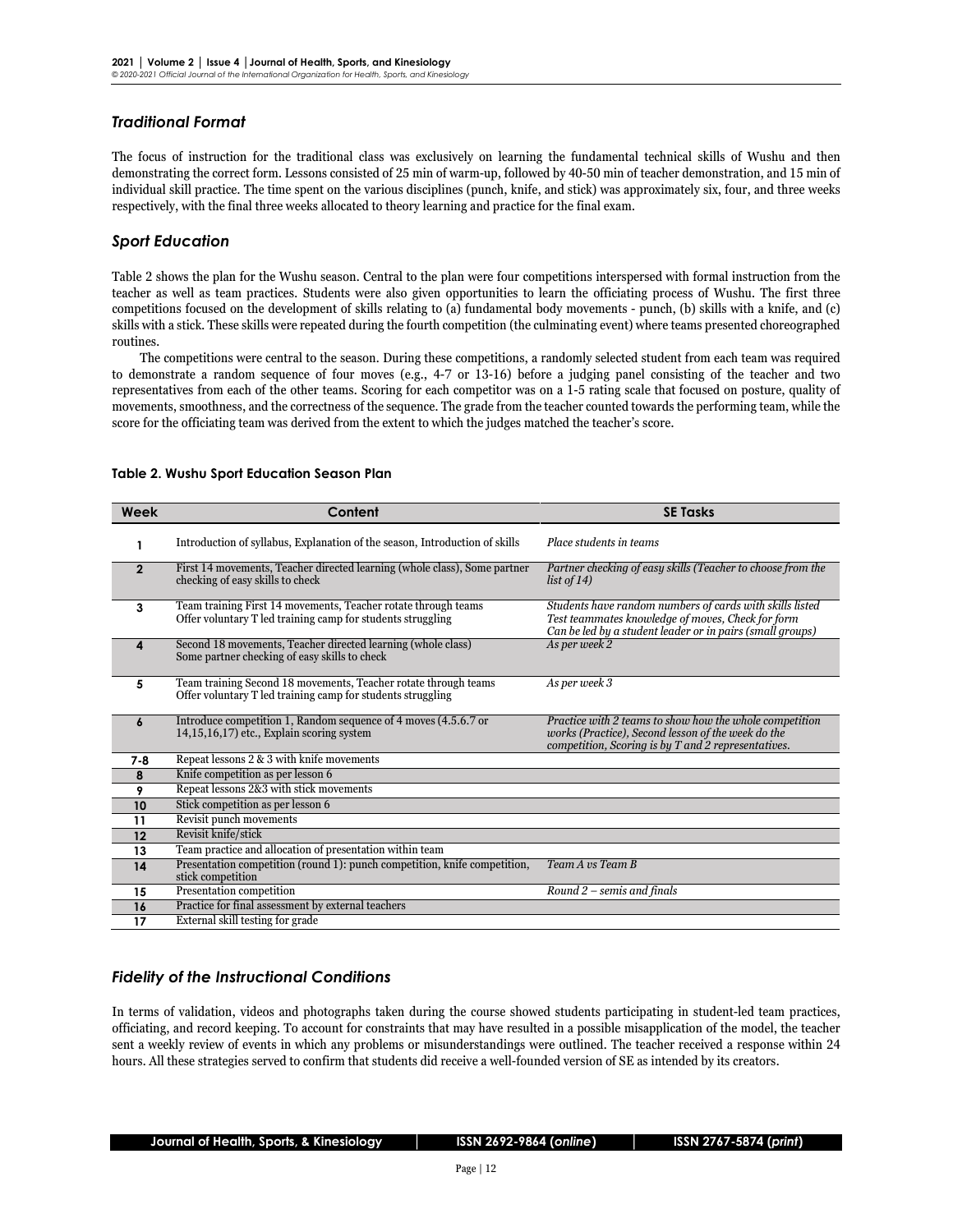### *Traditional Format*

The focus of instruction for the traditional class was exclusively on learning the fundamental technical skills of Wushu and then demonstrating the correct form. Lessons consisted of 25 min of warm-up, followed by 40-50 min of teacher demonstration, and 15 min of individual skill practice. The time spent on the various disciplines (punch, knife, and stick) was approximately six, four, and three weeks respectively, with the final three weeks allocated to theory learning and practice for the final exam.

### *Sport Education*

Table 2 shows the plan for the Wushu season. Central to the plan were four competitions interspersed with formal instruction from the teacher as well as team practices. Students were also given opportunities to learn the officiating process of Wushu. The first three competitions focused on the development of skills relating to (a) fundamental body movements - punch, (b) skills with a knife, and (c) skills with a stick. These skills were repeated during the fourth competition (the culminating event) where teams presented choreographed routines.

The competitions were central to the season. During these competitions, a randomly selected student from each team was required to demonstrate a random sequence of four moves (e.g., 4-7 or 13-16) before a judging panel consisting of the teacher and two representatives from each of the other teams. Scoring for each competitor was on a 1-5 rating scale that focused on posture, quality of movements, smoothness, and the correctness of the sequence. The grade from the teacher counted towards the performing team, while the score for the officiating team was derived from the extent to which the judges matched the teacher's score.

**Table 2. Wushu Sport Education Season Plan**

| Week | Content | SE Tasks |
|---|---|---|
| 1 | Introduction of syllabus, Explanation of the season, Introduction of skills | *Place students in teams* |
| 2 | First 14 movements, Teacher directed learning (whole class), Some partner checking of easy skills to check | *Partner checking of easy skills (Teacher to choose from the list of 14)* |
| 3 | Team training First 14 movements, Teacher rotate through teams<br>Offer voluntary T led training camp for students struggling | *Students have random numbers of cards with skills listed<br>Test teammates knowledge of moves, Check for form<br>Can be led by a student leader or in pairs (small groups)* |
| 4 | Second 18 movements, Teacher directed learning (whole class)<br>Some partner checking of easy skills to check | *As per week 2* |
| 5 | Team training Second 18 movements, Teacher rotate through teams<br>Offer voluntary T led training camp for students struggling | *As per week 3* |
| 6 | Introduce competition 1, Random sequence of 4 moves (4.5.6.7 or 14,15,16,17) etc., Explain scoring system | *Practice with 2 teams to show how the whole competition works (Practice), Second lesson of the week do the competition, Scoring is by T and 2 representatives.* |
| 7-8 | Repeat lessons 2 & 3 with knife movements | |
| 8 | Knife competition as per lesson 6 | |
| 9 | Repeat lessons 2&3 with stick movements | |
| 10 | Stick competition as per lesson 6 | |
| 11 | Revisit punch movements | |
| 12 | Revisit knife/stick | |
| 13 | Team practice and allocation of presentation within team | |
| 14 | Presentation competition (round 1): punch competition, knife competition, stick competition | *Team A vs Team B* |
| 15 | Presentation competition | *Round 2 – semis and finals* |
| 16 | Practice for final assessment by external teachers | |
| 17 | External skill testing for grade | |

### *Fidelity of the Instructional Conditions*

In terms of validation, videos and photographs taken during the course showed students participating in student-led team practices, officiating, and record keeping. To account for constraints that may have resulted in a possible misapplication of the model, the teacher sent a weekly review of events in which any problems or misunderstandings were outlined. The teacher received a response within 24 hours. All these strategies served to confirm that students did receive a well-founded version of SE as intended by its creators.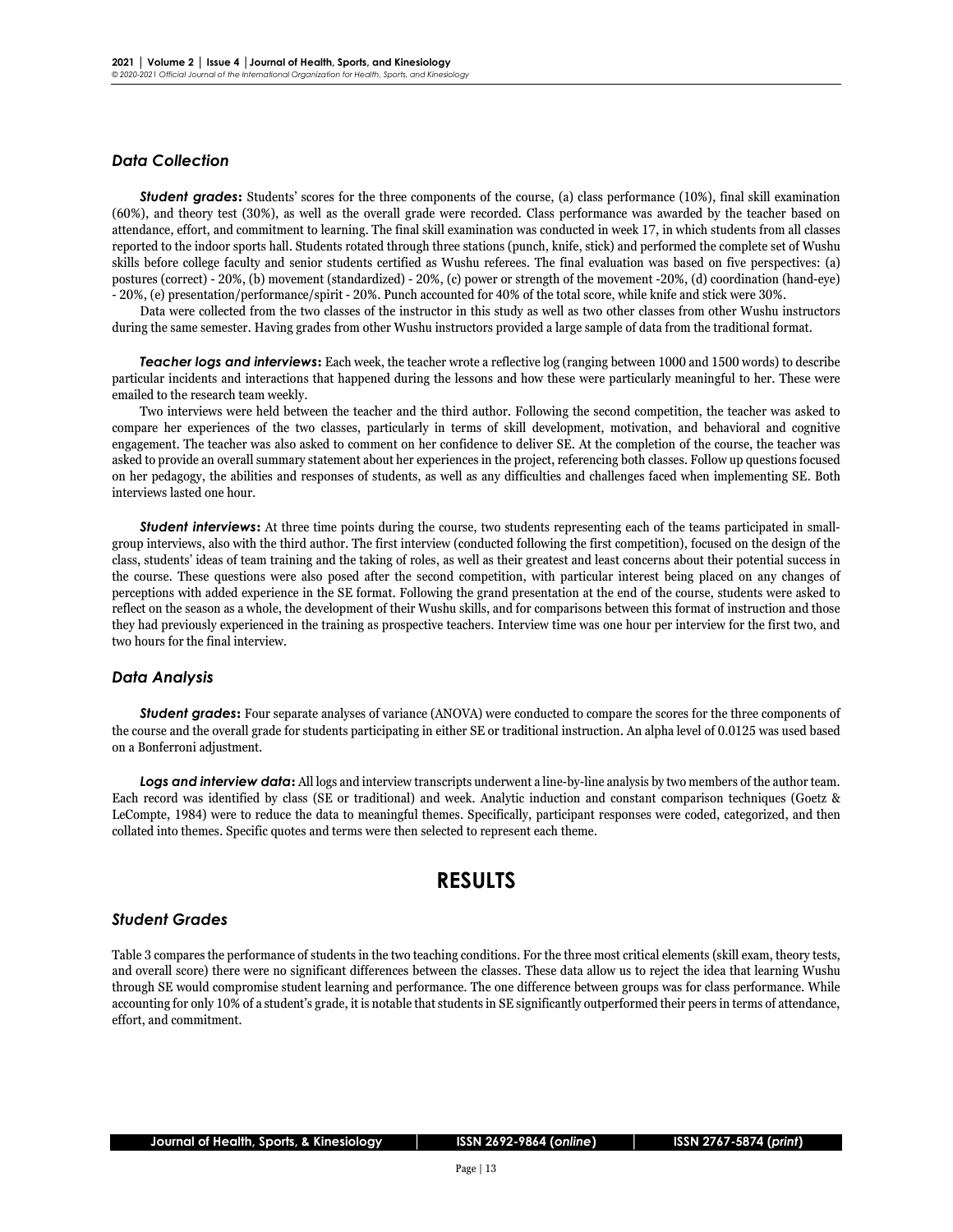### Data Collection

***Student grades*:** Students' scores for the three components of the course, (a) class performance (10%), final skill examination (60%), and theory test (30%), as well as the overall grade were recorded. Class performance was awarded by the teacher based on attendance, effort, and commitment to learning. The final skill examination was conducted in week 17, in which students from all classes reported to the indoor sports hall. Students rotated through three stations (punch, knife, stick) and performed the complete set of Wushu skills before college faculty and senior students certified as Wushu referees. The final evaluation was based on five perspectives: (a) postures (correct) - 20%, (b) movement (standardized) - 20%, (c) power or strength of the movement -20%, (d) coordination (hand-eye) - 20%, (e) presentation/performance/spirit - 20%. Punch accounted for 40% of the total score, while knife and stick were 30%.

Data were collected from the two classes of the instructor in this study as well as two other classes from other Wushu instructors during the same semester. Having grades from other Wushu instructors provided a large sample of data from the traditional format.

***Teacher logs and interviews*:** Each week, the teacher wrote a reflective log (ranging between 1000 and 1500 words) to describe particular incidents and interactions that happened during the lessons and how these were particularly meaningful to her. These were emailed to the research team weekly.

Two interviews were held between the teacher and the third author. Following the second competition, the teacher was asked to compare her experiences of the two classes, particularly in terms of skill development, motivation, and behavioral and cognitive engagement. The teacher was also asked to comment on her confidence to deliver SE. At the completion of the course, the teacher was asked to provide an overall summary statement about her experiences in the project, referencing both classes. Follow up questions focused on her pedagogy, the abilities and responses of students, as well as any difficulties and challenges faced when implementing SE. Both interviews lasted one hour.

***Student interviews*:** At three time points during the course, two students representing each of the teams participated in small-group interviews, also with the third author. The first interview (conducted following the first competition), focused on the design of the class, students' ideas of team training and the taking of roles, as well as their greatest and least concerns about their potential success in the course. These questions were also posed after the second competition, with particular interest being placed on any changes of perceptions with added experience in the SE format. Following the grand presentation at the end of the course, students were asked to reflect on the season as a whole, the development of their Wushu skills, and for comparisons between this format of instruction and those they had previously experienced in the training as prospective teachers. Interview time was one hour per interview for the first two, and two hours for the final interview.

### Data Analysis

***Student grades*:** Four separate analyses of variance (ANOVA) were conducted to compare the scores for the three components of the course and the overall grade for students participating in either SE or traditional instruction. An alpha level of 0.0125 was used based on a Bonferroni adjustment.

***Logs and interview data*:** All logs and interview transcripts underwent a line-by-line analysis by two members of the author team. Each record was identified by class (SE or traditional) and week. Analytic induction and constant comparison techniques (Goetz & LeCompte, 1984) were to reduce the data to meaningful themes. Specifically, participant responses were coded, categorized, and then collated into themes. Specific quotes and terms were then selected to represent each theme.

## RESULTS

### Student Grades

Table 3 compares the performance of students in the two teaching conditions. For the three most critical elements (skill exam, theory tests, and overall score) there were no significant differences between the classes. These data allow us to reject the idea that learning Wushu through SE would compromise student learning and performance. The one difference between groups was for class performance. While accounting for only 10% of a student's grade, it is notable that students in SE significantly outperformed their peers in terms of attendance, effort, and commitment.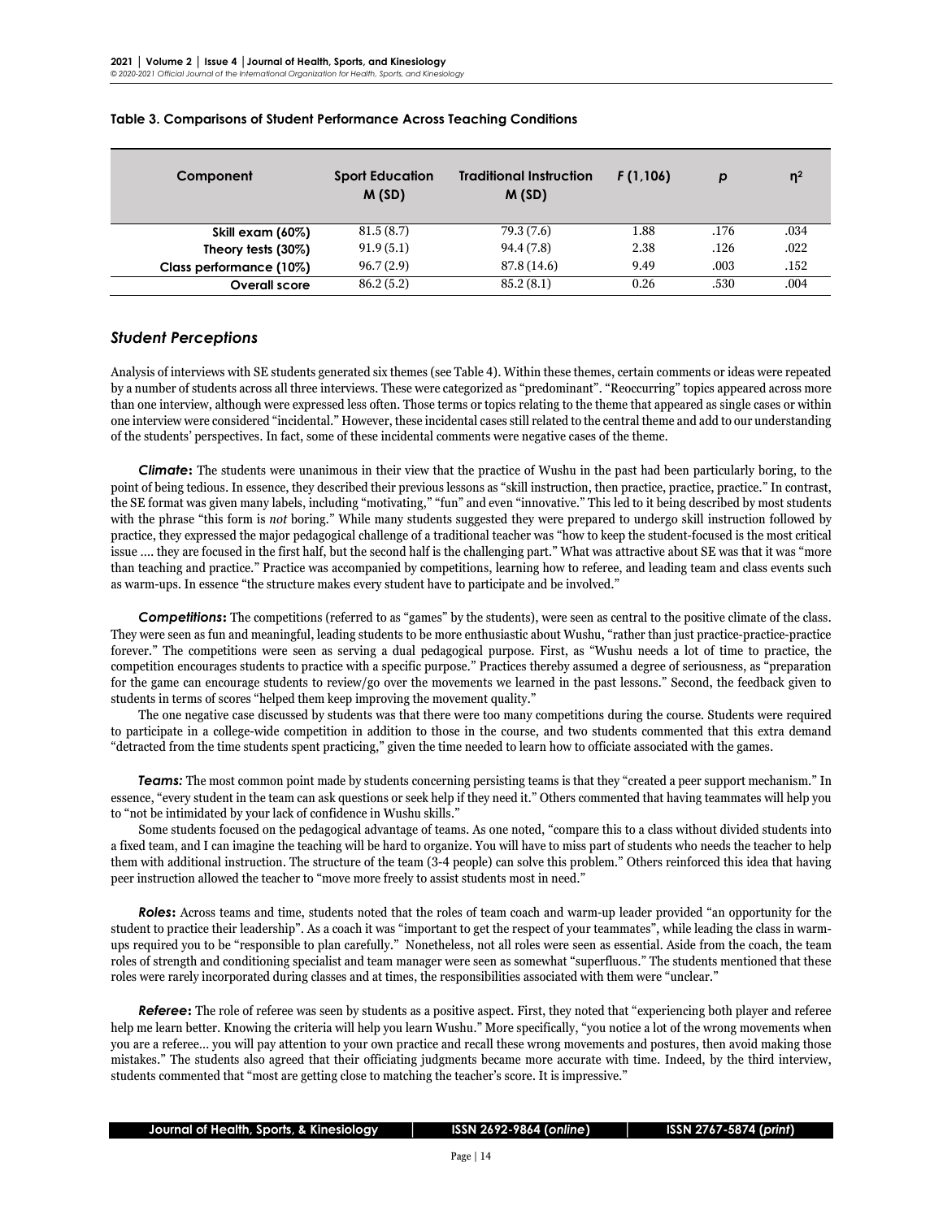**Table 3. Comparisons of Student Performance Across Teaching Conditions**

| Component | Sport Education M (SD) | Traditional Instruction M (SD) | $F$ (1,106) | $p$ | $\eta^2$ |
|---|---|---|---|---|---|
| Skill exam (60%) | 81.5 (8.7) | 79.3 (7.6) | 1.88 | .176 | .034 |
| Theory tests (30%) | 91.9 (5.1) | 94.4 (7.8) | 2.38 | .126 | .022 |
| Class performance (10%) | 96.7 (2.9) | 87.8 (14.6) | 9.49 | .003 | .152 |
| Overall score | 86.2 (5.2) | 85.2 (8.1) | 0.26 | .530 | .004 |

## *Student Perceptions*

Analysis of interviews with SE students generated six themes (see Table 4). Within these themes, certain comments or ideas were repeated by a number of students across all three interviews. These were categorized as "predominant". "Reoccurring" topics appeared across more than one interview, although were expressed less often. Those terms or topics relating to the theme that appeared as single cases or within one interview were considered "incidental." However, these incidental cases still related to the central theme and add to our understanding of the students' perspectives. In fact, some of these incidental comments were negative cases of the theme.

***Climate*:** The students were unanimous in their view that the practice of Wushu in the past had been particularly boring, to the point of being tedious. In essence, they described their previous lessons as "skill instruction, then practice, practice, practice." In contrast, the SE format was given many labels, including "motivating," "fun" and even "innovative." This led to it being described by most students with the phrase "this form is *not* boring." While many students suggested they were prepared to undergo skill instruction followed by practice, they expressed the major pedagogical challenge of a traditional teacher was "how to keep the student-focused is the most critical issue .... they are focused in the first half, but the second half is the challenging part." What was attractive about SE was that it was "more than teaching and practice." Practice was accompanied by competitions, learning how to referee, and leading team and class events such as warm-ups. In essence "the structure makes every student have to participate and be involved."

***Competitions*:** The competitions (referred to as "games" by the students), were seen as central to the positive climate of the class. They were seen as fun and meaningful, leading students to be more enthusiastic about Wushu, "rather than just practice-practice-practice forever." The competitions were seen as serving a dual pedagogical purpose. First, as "Wushu needs a lot of time to practice, the competition encourages students to practice with a specific purpose." Practices thereby assumed a degree of seriousness, as "preparation for the game can encourage students to review/go over the movements we learned in the past lessons." Second, the feedback given to students in terms of scores "helped them keep improving the movement quality."

The one negative case discussed by students was that there were too many competitions during the course. Students were required to participate in a college-wide competition in addition to those in the course, and two students commented that this extra demand "detracted from the time students spent practicing," given the time needed to learn how to officiate associated with the games.

***Teams:*** The most common point made by students concerning persisting teams is that they "created a peer support mechanism." In essence, "every student in the team can ask questions or seek help if they need it." Others commented that having teammates will help you to "not be intimidated by your lack of confidence in Wushu skills."

Some students focused on the pedagogical advantage of teams. As one noted, "compare this to a class without divided students into a fixed team, and I can imagine the teaching will be hard to organize. You will have to miss part of students who needs the teacher to help them with additional instruction. The structure of the team (3-4 people) can solve this problem." Others reinforced this idea that having peer instruction allowed the teacher to "move more freely to assist students most in need."

***Roles*:** Across teams and time, students noted that the roles of team coach and warm-up leader provided "an opportunity for the student to practice their leadership". As a coach it was "important to get the respect of your teammates", while leading the class in warm-ups required you to be "responsible to plan carefully." Nonetheless, not all roles were seen as essential. Aside from the coach, the team roles of strength and conditioning specialist and team manager were seen as somewhat "superfluous." The students mentioned that these roles were rarely incorporated during classes and at times, the responsibilities associated with them were "unclear."

***Referee*:** The role of referee was seen by students as a positive aspect. First, they noted that "experiencing both player and referee help me learn better. Knowing the criteria will help you learn Wushu." More specifically, "you notice a lot of the wrong movements when you are a referee... you will pay attention to your own practice and recall these wrong movements and postures, then avoid making those mistakes." The students also agreed that their officiating judgments became more accurate with time. Indeed, by the third interview, students commented that "most are getting close to matching the teacher's score. It is impressive."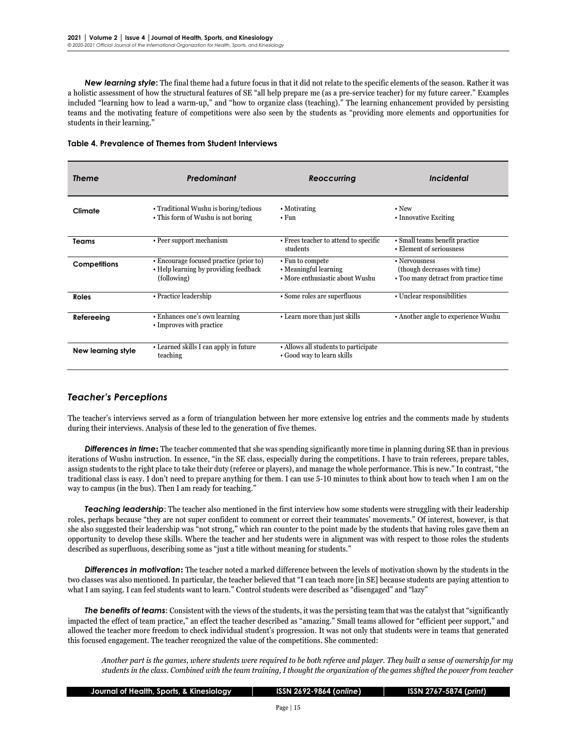***New learning style***: The final theme had a future focus in that it did not relate to the specific elements of the season. Rather it was a holistic assessment of how the structural features of SE "all help prepare me (as a pre-service teacher) for my future career." Examples included "learning how to lead a warm-up," and "how to organize class (teaching)." The learning enhancement provided by persisting teams and the motivating feature of competitions were also seen by the students as "providing more elements and opportunities for students in their learning."

**Table 4. Prevalence of Themes from Student Interviews**

| *Theme* | *Predominant* | *Reoccurring* | *Incidental* |
|---|---|---|---|
| **Climate** | • Traditional Wushu is boring/tedious<br>• This form of Wushu is not boring | • Motivating<br>• Fun | • New<br>• Innovative Exciting |
| **Teams** | • Peer support mechanism | • Frees teacher to attend to specific students | • Small teams benefit practice<br>• Element of seriousness |
| **Competitions** | • Encourage focused practice (prior to)<br>• Help learning by providing feedback (following) | • Fun to compete<br>• Meaningful learning<br>• More enthusiastic about Wushu | • Nervousness (though decreases with time)<br>• Too many detract from practice time |
| **Roles** | • Practice leadership | • Some roles are superfluous | • Unclear responsibilities |
| **Refereeing** | • Enhances one's own learning<br>• Improves with practice | • Learn more than just skills | • Another angle to experience Wushu |
| **New learning style** | • Learned skills I can apply in future teaching | • Allows all students to participate<br>• Good way to learn skills | |

## *Teacher's Perceptions*

The teacher's interviews served as a form of triangulation between her more extensive log entries and the comments made by students during their interviews. Analysis of these led to the generation of five themes.

***Differences in time*:** The teacher commented that she was spending significantly more time in planning during SE than in previous iterations of Wushu instruction. In essence, "in the SE class, especially during the competitions. I have to train referees, prepare tables, assign students to the right place to take their duty (referee or players), and manage the whole performance. This is new." In contrast, "the traditional class is easy. I don't need to prepare anything for them. I can use 5-10 minutes to think about how to teach when I am on the way to campus (in the bus). Then I am ready for teaching."

***Teaching leadership***: The teacher also mentioned in the first interview how some students were struggling with their leadership roles, perhaps because "they are not super confident to comment or correct their teammates' movements." Of interest, however, is that she also suggested their leadership was "not strong," which ran counter to the point made by the students that having roles gave them an opportunity to develop these skills. Where the teacher and her students were in alignment was with respect to those roles the students described as superfluous, describing some as "just a title without meaning for students."

***Differences in motivation*:** The teacher noted a marked difference between the levels of motivation shown by the students in the two classes was also mentioned. In particular, the teacher believed that "I can teach more [in SE] because students are paying attention to what I am saying. I can feel students want to learn." Control students were described as "disengaged" and "lazy"

***The benefits of teams***: Consistent with the views of the students, it was the persisting team that was the catalyst that "significantly impacted the effect of team practice," an effect the teacher described as "amazing." Small teams allowed for "efficient peer support," and allowed the teacher more freedom to check individual student's progression. It was not only that students were in teams that generated this focused engagement. The teacher recognized the value of the competitions. She commented:

> *Another part is the games, where students were required to be both referee and player. They built a sense of ownership for my students in the class. Combined with the team training, I thought the organization of the games shifted the power from teacher*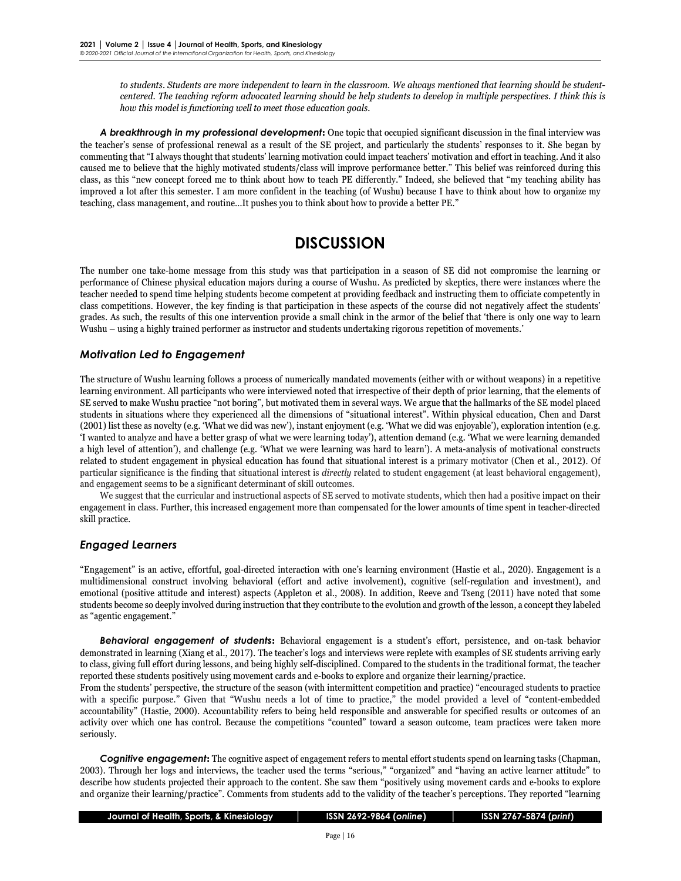*to students. Students are more independent to learn in the classroom. We always mentioned that learning should be student-centered. The teaching reform advocated learning should be help students to develop in multiple perspectives. I think this is how this model is functioning well to meet those education goals.*

***A breakthrough in my professional development*:** One topic that occupied significant discussion in the final interview was the teacher's sense of professional renewal as a result of the SE project, and particularly the students' responses to it. She began by commenting that "I always thought that students' learning motivation could impact teachers' motivation and effort in teaching. And it also caused me to believe that the highly motivated students/class will improve performance better." This belief was reinforced during this class, as this "new concept forced me to think about how to teach PE differently." Indeed, she believed that "my teaching ability has improved a lot after this semester. I am more confident in the teaching (of Wushu) because I have to think about how to organize my teaching, class management, and routine…It pushes you to think about how to provide a better PE."

# DISCUSSION

The number one take-home message from this study was that participation in a season of SE did not compromise the learning or performance of Chinese physical education majors during a course of Wushu. As predicted by skeptics, there were instances where the teacher needed to spend time helping students become competent at providing feedback and instructing them to officiate competently in class competitions. However, the key finding is that participation in these aspects of the course did not negatively affect the students' grades. As such, the results of this one intervention provide a small chink in the armor of the belief that 'there is only one way to learn Wushu – using a highly trained performer as instructor and students undertaking rigorous repetition of movements.'

## *Motivation Led to Engagement*

The structure of Wushu learning follows a process of numerically mandated movements (either with or without weapons) in a repetitive learning environment. All participants who were interviewed noted that irrespective of their depth of prior learning, that the elements of SE served to make Wushu practice "not boring", but motivated them in several ways. We argue that the hallmarks of the SE model placed students in situations where they experienced all the dimensions of "situational interest". Within physical education, Chen and Darst (2001) list these as novelty (e.g. 'What we did was new'), instant enjoyment (e.g. 'What we did was enjoyable'), exploration intention (e.g. 'I wanted to analyze and have a better grasp of what we were learning today'), attention demand (e.g. 'What we were learning demanded a high level of attention'), and challenge (e.g. 'What we were learning was hard to learn'). A meta-analysis of motivational constructs related to student engagement in physical education has found that situational interest is a primary motivator (Chen et al., 2012). Of particular significance is the finding that situational interest is *directly* related to student engagement (at least behavioral engagement), and engagement seems to be a significant determinant of skill outcomes.

We suggest that the curricular and instructional aspects of SE served to motivate students, which then had a positive impact on their engagement in class. Further, this increased engagement more than compensated for the lower amounts of time spent in teacher-directed skill practice.

## *Engaged Learners*

"Engagement" is an active, effortful, goal-directed interaction with one's learning environment (Hastie et al., 2020). Engagement is a multidimensional construct involving behavioral (effort and active involvement), cognitive (self-regulation and investment), and emotional (positive attitude and interest) aspects (Appleton et al., 2008). In addition, Reeve and Tseng (2011) have noted that some students become so deeply involved during instruction that they contribute to the evolution and growth of the lesson, a concept they labeled as "agentic engagement."

***Behavioral engagement of students*:** Behavioral engagement is a student's effort, persistence, and on-task behavior demonstrated in learning (Xiang et al., 2017). The teacher's logs and interviews were replete with examples of SE students arriving early to class, giving full effort during lessons, and being highly self-disciplined. Compared to the students in the traditional format, the teacher reported these students positively using movement cards and e-books to explore and organize their learning/practice.

From the students' perspective, the structure of the season (with intermittent competition and practice) "encouraged students to practice with a specific purpose." Given that "Wushu needs a lot of time to practice," the model provided a level of "content-embedded accountability" (Hastie, 2000). Accountability refers to being held responsible and answerable for specified results or outcomes of an activity over which one has control. Because the competitions "counted" toward a season outcome, team practices were taken more seriously.

***Cognitive engagement*:** The cognitive aspect of engagement refers to mental effort students spend on learning tasks (Chapman, 2003). Through her logs and interviews, the teacher used the terms "serious," "organized" and "having an active learner attitude" to describe how students projected their approach to the content. She saw them "positively using movement cards and e-books to explore and organize their learning/practice". Comments from students add to the validity of the teacher's perceptions. They reported "learning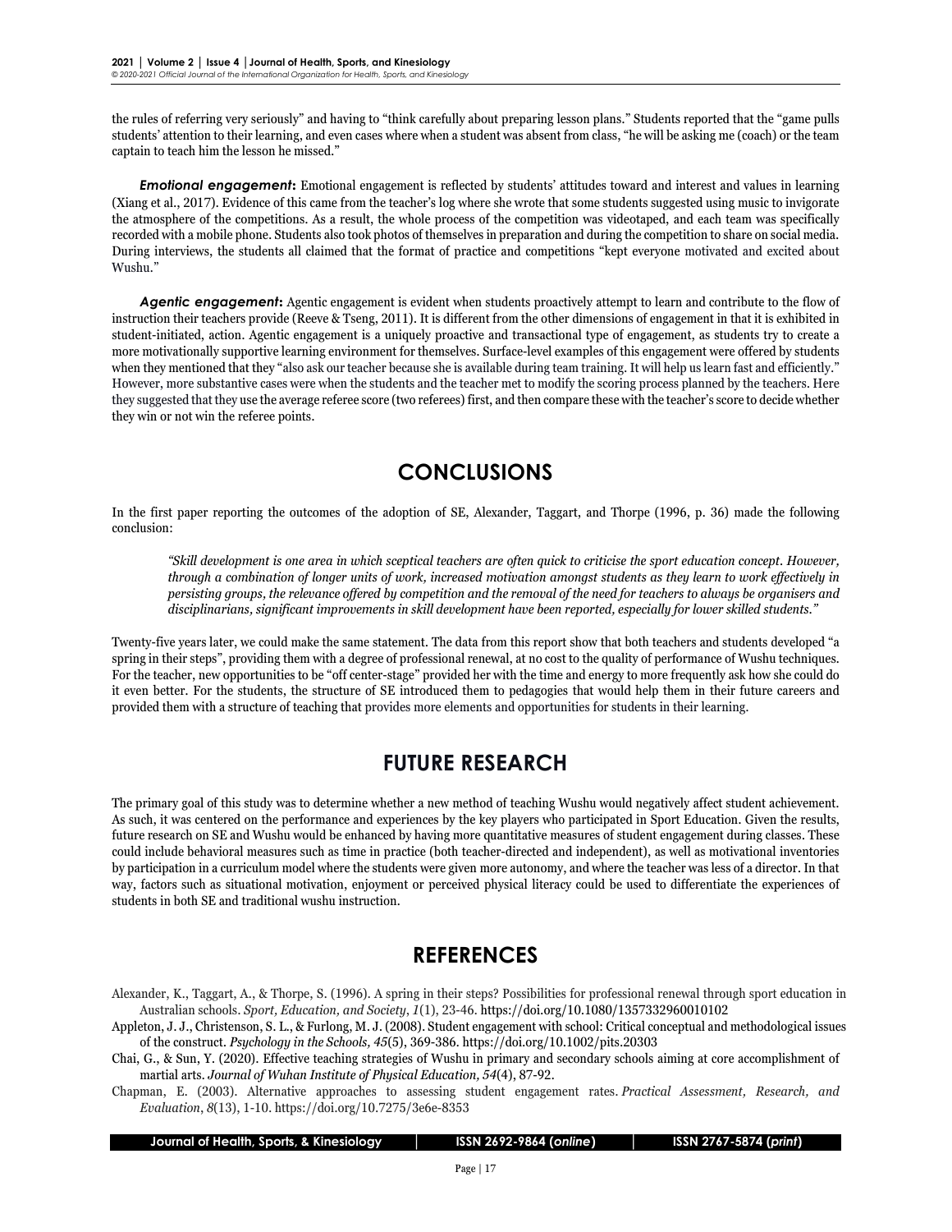the rules of referring very seriously" and having to "think carefully about preparing lesson plans." Students reported that the "game pulls students' attention to their learning, and even cases where when a student was absent from class, "he will be asking me (coach) or the team captain to teach him the lesson he missed."

***Emotional engagement*:** Emotional engagement is reflected by students' attitudes toward and interest and values in learning (Xiang et al., 2017). Evidence of this came from the teacher's log where she wrote that some students suggested using music to invigorate the atmosphere of the competitions. As a result, the whole process of the competition was videotaped, and each team was specifically recorded with a mobile phone. Students also took photos of themselves in preparation and during the competition to share on social media. During interviews, the students all claimed that the format of practice and competitions "kept everyone motivated and excited about Wushu."

***Agentic engagement*:** Agentic engagement is evident when students proactively attempt to learn and contribute to the flow of instruction their teachers provide (Reeve & Tseng, 2011). It is different from the other dimensions of engagement in that it is exhibited in student-initiated, action. Agentic engagement is a uniquely proactive and transactional type of engagement, as students try to create a more motivationally supportive learning environment for themselves. Surface-level examples of this engagement were offered by students when they mentioned that they "also ask our teacher because she is available during team training. It will help us learn fast and efficiently." However, more substantive cases were when the students and the teacher met to modify the scoring process planned by the teachers. Here they suggested that they use the average referee score (two referees) first, and then compare these with the teacher's score to decide whether they win or not win the referee points.

## CONCLUSIONS

In the first paper reporting the outcomes of the adoption of SE, Alexander, Taggart, and Thorpe (1996, p. 36) made the following conclusion:

> *"Skill development is one area in which sceptical teachers are often quick to criticise the sport education concept. However, through a combination of longer units of work, increased motivation amongst students as they learn to work effectively in persisting groups, the relevance offered by competition and the removal of the need for teachers to always be organisers and disciplinarians, significant improvements in skill development have been reported, especially for lower skilled students."*

Twenty-five years later, we could make the same statement. The data from this report show that both teachers and students developed "a spring in their steps", providing them with a degree of professional renewal, at no cost to the quality of performance of Wushu techniques. For the teacher, new opportunities to be "off center-stage" provided her with the time and energy to more frequently ask how she could do it even better. For the students, the structure of SE introduced them to pedagogies that would help them in their future careers and provided them with a structure of teaching that provides more elements and opportunities for students in their learning.

## FUTURE RESEARCH

The primary goal of this study was to determine whether a new method of teaching Wushu would negatively affect student achievement. As such, it was centered on the performance and experiences by the key players who participated in Sport Education. Given the results, future research on SE and Wushu would be enhanced by having more quantitative measures of student engagement during classes. These could include behavioral measures such as time in practice (both teacher-directed and independent), as well as motivational inventories by participation in a curriculum model where the students were given more autonomy, and where the teacher was less of a director. In that way, factors such as situational motivation, enjoyment or perceived physical literacy could be used to differentiate the experiences of students in both SE and traditional wushu instruction.

## REFERENCES

Alexander, K., Taggart, A., & Thorpe, S. (1996). A spring in their steps? Possibilities for professional renewal through sport education in Australian schools. *Sport, Education, and Society*, *1*(1), 23-46. https://doi.org/10.1080/1357332960010102

Appleton, J. J., Christenson, S. L., & Furlong, M. J. (2008). Student engagement with school: Critical conceptual and methodological issues of the construct. *Psychology in the Schools, 45*(5), 369-386. https://doi.org/10.1002/pits.20303

Chai, G., & Sun, Y. (2020). Effective teaching strategies of Wushu in primary and secondary schools aiming at core accomplishment of martial arts. *Journal of Wuhan Institute of Physical Education, 54*(4), 87-92.

Chapman, E. (2003). Alternative approaches to assessing student engagement rates. *Practical Assessment, Research, and Evaluation*, *8*(13), 1-10. https://doi.org/10.7275/3e6e-8353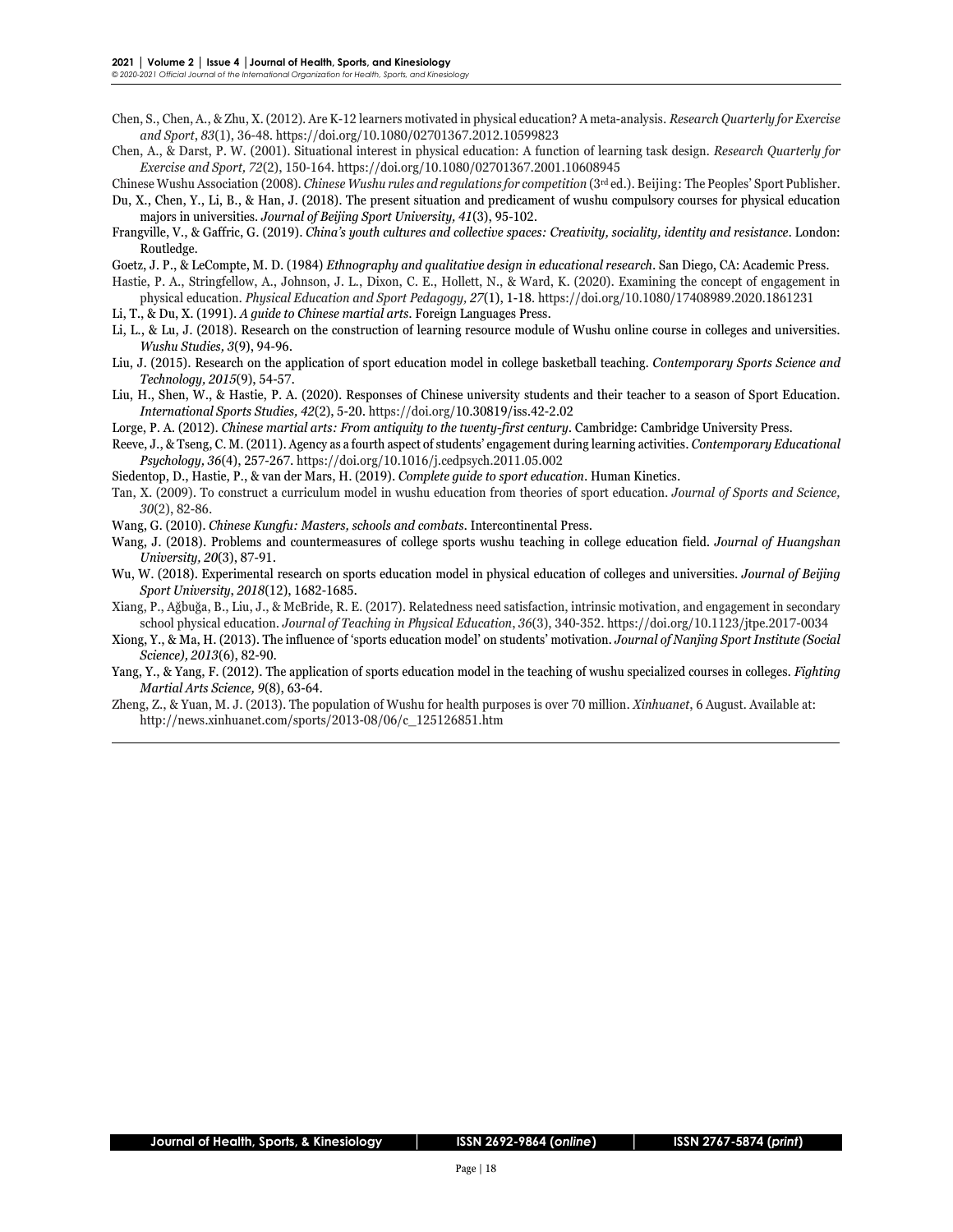Chen, S., Chen, A., & Zhu, X. (2012). Are K-12 learners motivated in physical education? A meta-analysis. *Research Quarterly for Exercise and Sport, 83*(1), 36-48. https://doi.org/10.1080/02701367.2012.10599823

Chen, A., & Darst, P. W. (2001). Situational interest in physical education: A function of learning task design. *Research Quarterly for Exercise and Sport, 72*(2), 150-164. https://doi.org/10.1080/02701367.2001.10608945

Chinese Wushu Association (2008). *Chinese Wushu rules and regulations for competition* (3rd ed.). Beijing: The Peoples' Sport Publisher.

Du, X., Chen, Y., Li, B., & Han, J. (2018). The present situation and predicament of wushu compulsory courses for physical education majors in universities. *Journal of Beijing Sport University, 41*(3), 95-102.

Frangville, V., & Gaffric, G. (2019). *China's youth cultures and collective spaces: Creativity, sociality, identity and resistance*. London: Routledge.

Goetz, J. P., & LeCompte, M. D. (1984) *Ethnography and qualitative design in educational research*. San Diego, CA: Academic Press.

Hastie, P. A., Stringfellow, A., Johnson, J. L., Dixon, C. E., Hollett, N., & Ward, K. (2020). Examining the concept of engagement in physical education. *Physical Education and Sport Pedagogy, 27*(1), 1-18. https://doi.org/10.1080/17408989.2020.1861231

Li, T., & Du, X. (1991). *A guide to Chinese martial arts*. Foreign Languages Press.

Li, L., & Lu, J. (2018). Research on the construction of learning resource module of Wushu online course in colleges and universities. *Wushu Studies, 3*(9), 94-96.

Liu, J. (2015). Research on the application of sport education model in college basketball teaching. *Contemporary Sports Science and Technology, 2015*(9), 54-57.

Liu, H., Shen, W., & Hastie, P. A. (2020). Responses of Chinese university students and their teacher to a season of Sport Education. *International Sports Studies, 42*(2), 5-20. https://doi.org/10.30819/iss.42-2.02

Lorge, P. A. (2012). *Chinese martial arts: From antiquity to the twenty-first century*. Cambridge: Cambridge University Press.

Reeve, J., & Tseng, C. M. (2011). Agency as a fourth aspect of students' engagement during learning activities. *Contemporary Educational Psychology, 36*(4), 257-267. https://doi.org/10.1016/j.cedpsych.2011.05.002

Siedentop, D., Hastie, P., & van der Mars, H. (2019). *Complete guide to sport education*. Human Kinetics.

Tan, X. (2009). To construct a curriculum model in wushu education from theories of sport education. *Journal of Sports and Science, 30*(2), 82-86.

Wang, G. (2010). *Chinese Kungfu: Masters, schools and combats*. Intercontinental Press.

Wang, J. (2018). Problems and countermeasures of college sports wushu teaching in college education field. *Journal of Huangshan University, 20*(3), 87-91.

Wu, W. (2018). Experimental research on sports education model in physical education of colleges and universities. *Journal of Beijing Sport University, 2018*(12), 1682-1685.

Xiang, P., Ağbuğa, B., Liu, J., & McBride, R. E. (2017). Relatedness need satisfaction, intrinsic motivation, and engagement in secondary school physical education. *Journal of Teaching in Physical Education, 36*(3), 340-352. https://doi.org/10.1123/jtpe.2017-0034

Xiong, Y., & Ma, H. (2013). The influence of 'sports education model' on students' motivation. *Journal of Nanjing Sport Institute (Social Science), 2013*(6), 82-90.

Yang, Y., & Yang, F. (2012). The application of sports education model in the teaching of wushu specialized courses in colleges. *Fighting Martial Arts Science, 9*(8), 63-64.

Zheng, Z., & Yuan, M. J. (2013). The population of Wushu for health purposes is over 70 million. *Xinhuanet*, 6 August. Available at: http://news.xinhuanet.com/sports/2013-08/06/c_125126851.htm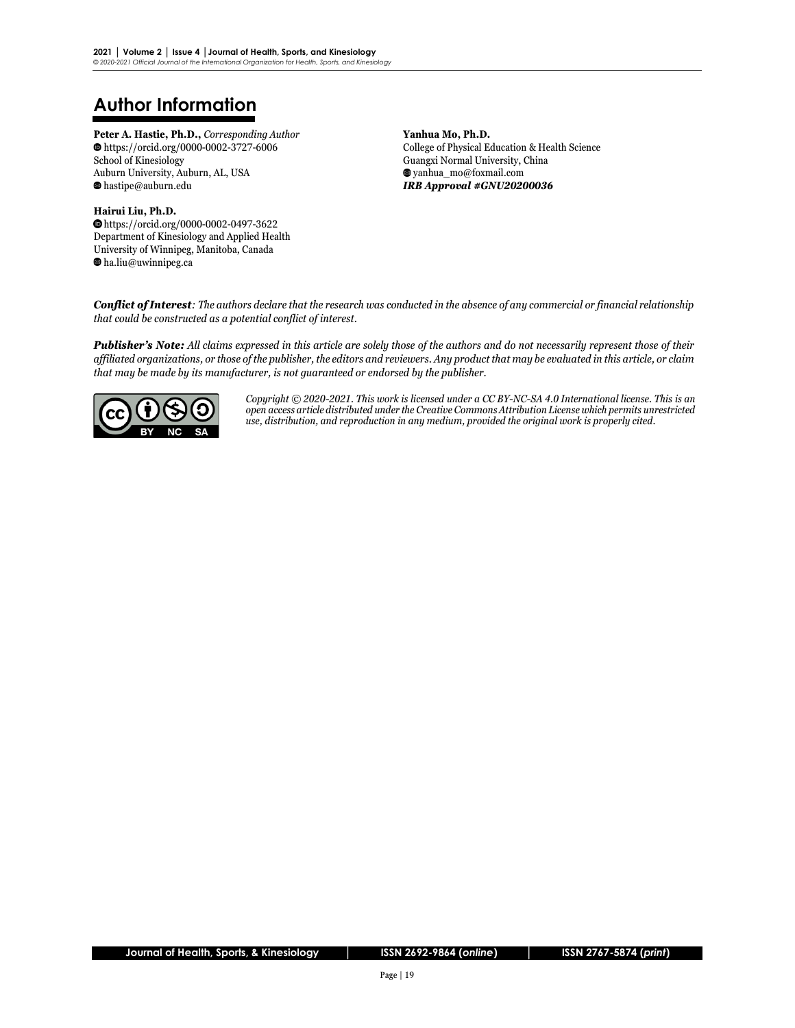## Author Information

**Peter A. Hastie, Ph.D.,** *Corresponding Author*
https://orcid.org/0000-0002-3727-6006
School of Kinesiology
Auburn University, Auburn, AL, USA
hastipe@auburn.edu

**Hairui Liu, Ph.D.**
https://orcid.org/0000-0002-0497-3622
Department of Kinesiology and Applied Health
University of Winnipeg, Manitoba, Canada
ha.liu@uwinnipeg.ca

**Yanhua Mo, Ph.D.**
College of Physical Education & Health Science
Guangxi Normal University, China
yanhua_mo@foxmail.com
***IRB Approval #GNU20200036***

***Conflict of Interest****: The authors declare that the research was conducted in the absence of any commercial or financial relationship that could be constructed as a potential conflict of interest.*

***Publisher's Note:*** *All claims expressed in this article are solely those of the authors and do not necessarily represent those of their affiliated organizations, or those of the publisher, the editors and reviewers. Any product that may be evaluated in this article, or claim that may be made by its manufacturer, is not guaranteed or endorsed by the publisher.*

*Copyright © 2020-2021. This work is licensed under a CC BY-NC-SA 4.0 International license. This is an open access article distributed under the Creative Commons Attribution License which permits unrestricted use, distribution, and reproduction in any medium, provided the original work is properly cited.*